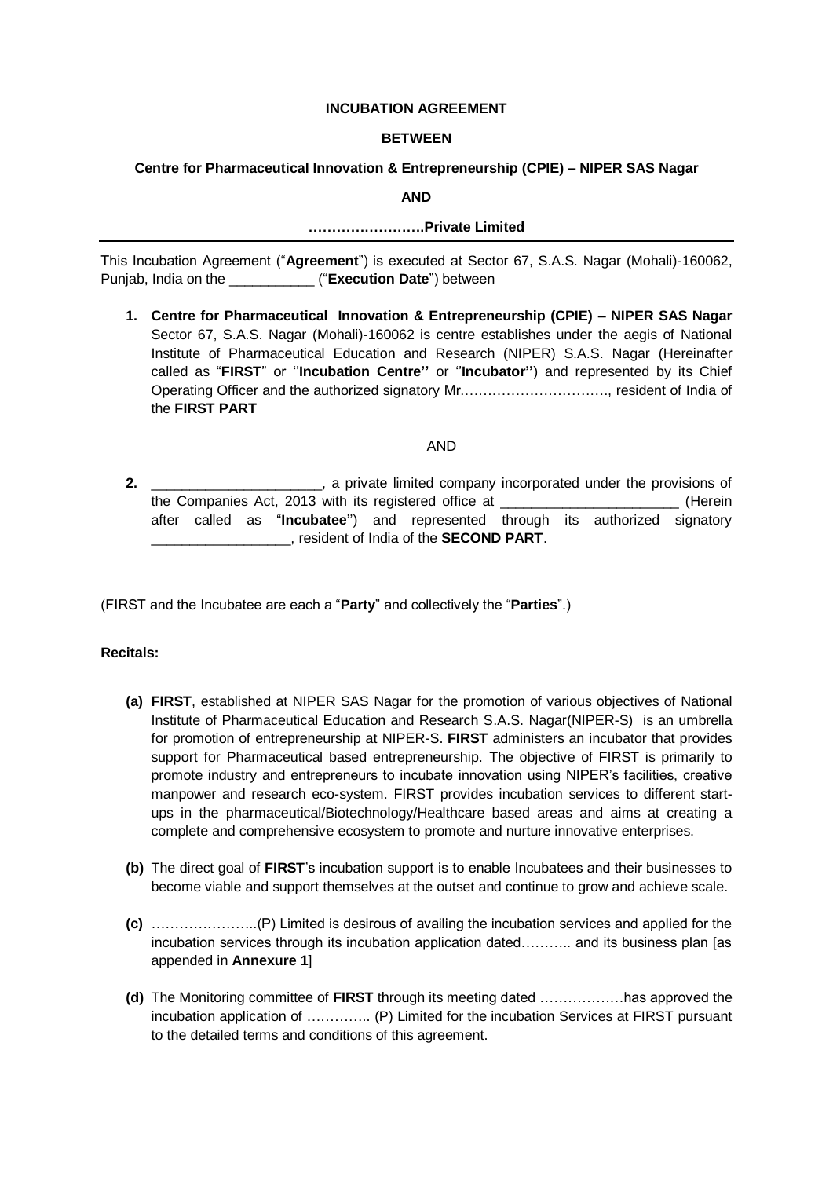**INCUBATION AGREEMENT**

**BETWEEN**

**Centre for Pharmaceutical Innovation & Entrepreneurship (CPIE) – NIPER SAS Nagar**

**AND**

**……………………Private Limited**

---

This Incubation Agreement ("**Agreement**") is executed at Sector 67, S.A.S. Nagar (Mohali)-160062, Punjab, India on the ___________ ("**Execution Date**") between

1. **Centre for Pharmaceutical Innovation & Entrepreneurship (CPIE) – NIPER SAS Nagar** Sector 67, S.A.S. Nagar (Mohali)-160062 is centre establishes under the aegis of National Institute of Pharmaceutical Education and Research (NIPER) S.A.S. Nagar (Hereinafter called as "**FIRST**" or ''**Incubation Centre''** or ''**Incubator''**) and represented by its Chief Operating Officer and the authorized signatory Mr.…………………………., resident of India of the **FIRST PART**

AND

2. _____________________, a private limited company incorporated under the provisions of the Companies Act, 2013 with its registered office at ______________________ (Herein after called as "**Incubatee**") and represented through its authorized signatory __________________, resident of India of the **SECOND PART**.

(FIRST and the Incubatee are each a "**Party**" and collectively the "**Parties**".)

**Recitals:**

**(a)** **FIRST**, established at NIPER SAS Nagar for the promotion of various objectives of National Institute of Pharmaceutical Education and Research S.A.S. Nagar(NIPER-S) is an umbrella for promotion of entrepreneurship at NIPER-S. **FIRST** administers an incubator that provides support for Pharmaceutical based entrepreneurship. The objective of FIRST is primarily to promote industry and entrepreneurs to incubate innovation using NIPER's facilities, creative manpower and research eco-system. FIRST provides incubation services to different start-ups in the pharmaceutical/Biotechnology/Healthcare based areas and aims at creating a complete and comprehensive ecosystem to promote and nurture innovative enterprises.

**(b)** The direct goal of **FIRST**'s incubation support is to enable Incubatees and their businesses to become viable and support themselves at the outset and continue to grow and achieve scale.

**(c)** …………………..(P) Limited is desirous of availing the incubation services and applied for the incubation services through its incubation application dated……….. and its business plan [as appended in **Annexure 1**]

**(d)** The Monitoring committee of **FIRST** through its meeting dated ………………has approved the incubation application of …………. (P) Limited for the incubation Services at FIRST pursuant to the detailed terms and conditions of this agreement.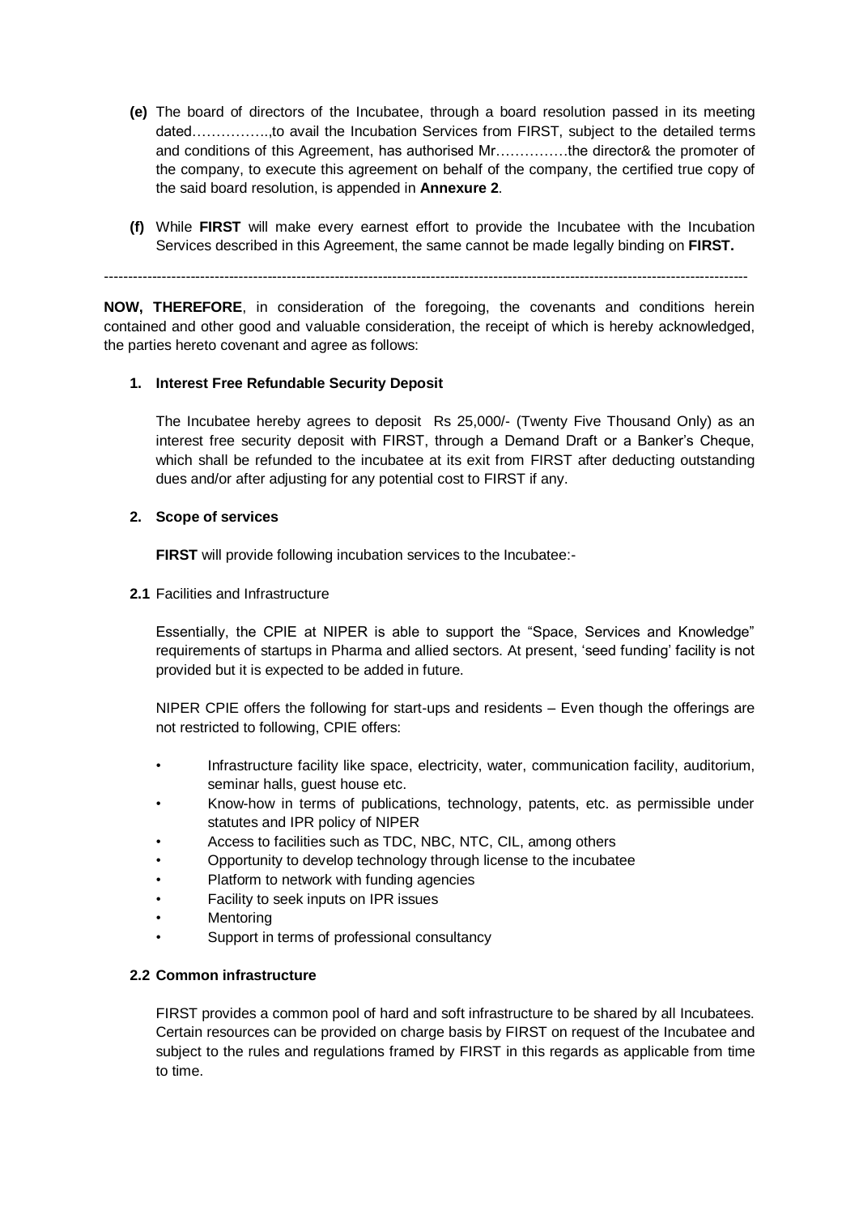**(e)** The board of directors of the Incubatee, through a board resolution passed in its meeting dated…………….,to avail the Incubation Services from FIRST, subject to the detailed terms and conditions of this Agreement, has authorised Mr……………the director& the promoter of the company, to execute this agreement on behalf of the company, the certified true copy of the said board resolution, is appended in **Annexure 2**.

**(f)** While **FIRST** will make every earnest effort to provide the Incubatee with the Incubation Services described in this Agreement, the same cannot be made legally binding on **FIRST.**

---

**NOW, THEREFORE**, in consideration of the foregoing, the covenants and conditions herein contained and other good and valuable consideration, the receipt of which is hereby acknowledged, the parties hereto covenant and agree as follows:

**1. Interest Free Refundable Security Deposit**

The Incubatee hereby agrees to deposit Rs 25,000/- (Twenty Five Thousand Only) as an interest free security deposit with FIRST, through a Demand Draft or a Banker's Cheque, which shall be refunded to the incubatee at its exit from FIRST after deducting outstanding dues and/or after adjusting for any potential cost to FIRST if any.

**2. Scope of services**

**FIRST** will provide following incubation services to the Incubatee:-

**2.1** Facilities and Infrastructure

Essentially, the CPIE at NIPER is able to support the "Space, Services and Knowledge" requirements of startups in Pharma and allied sectors. At present, 'seed funding' facility is not provided but it is expected to be added in future.

NIPER CPIE offers the following for start-ups and residents – Even though the offerings are not restricted to following, CPIE offers:

- Infrastructure facility like space, electricity, water, communication facility, auditorium, seminar halls, guest house etc.
- Know-how in terms of publications, technology, patents, etc. as permissible under statutes and IPR policy of NIPER
- Access to facilities such as TDC, NBC, NTC, CIL, among others
- Opportunity to develop technology through license to the incubatee
- Platform to network with funding agencies
- Facility to seek inputs on IPR issues
- Mentoring
- Support in terms of professional consultancy

**2.2 Common infrastructure**

FIRST provides a common pool of hard and soft infrastructure to be shared by all Incubatees. Certain resources can be provided on charge basis by FIRST on request of the Incubatee and subject to the rules and regulations framed by FIRST in this regards as applicable from time to time.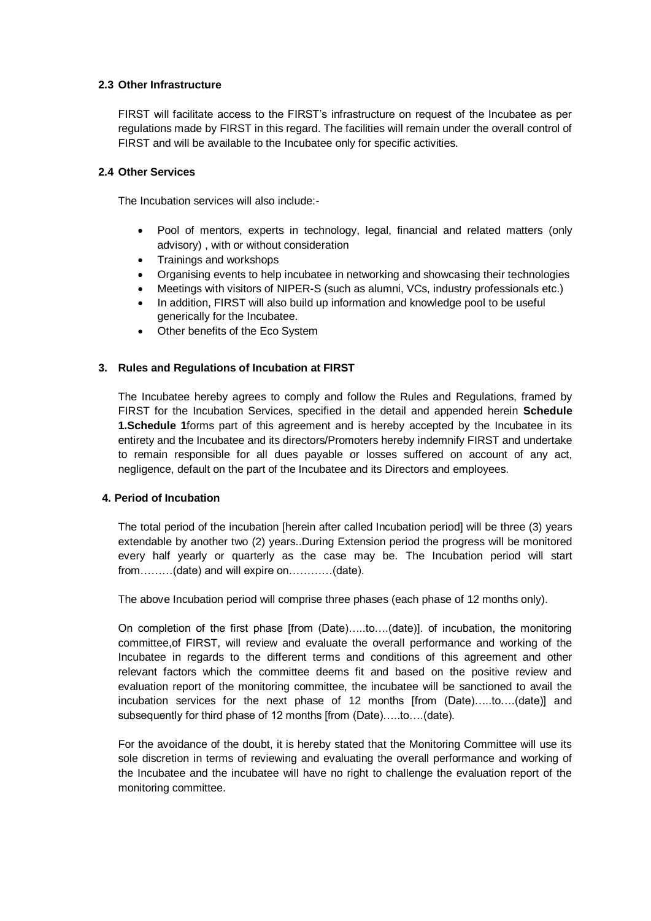### 2.3 Other Infrastructure

FIRST will facilitate access to the FIRST's infrastructure on request of the Incubatee as per regulations made by FIRST in this regard. The facilities will remain under the overall control of FIRST and will be available to the Incubatee only for specific activities.

### 2.4 Other Services

The Incubation services will also include:-

- Pool of mentors, experts in technology, legal, financial and related matters (only advisory) , with or without consideration
- Trainings and workshops
- Organising events to help incubatee in networking and showcasing their technologies
- Meetings with visitors of NIPER-S (such as alumni, VCs, industry professionals etc.)
- In addition, FIRST will also build up information and knowledge pool to be useful generically for the Incubatee.
- Other benefits of the Eco System

## 3. Rules and Regulations of Incubation at FIRST

The Incubatee hereby agrees to comply and follow the Rules and Regulations, framed by FIRST for the Incubation Services, specified in the detail and appended herein **Schedule 1.Schedule 1**forms part of this agreement and is hereby accepted by the Incubatee in its entirety and the Incubatee and its directors/Promoters hereby indemnify FIRST and undertake to remain responsible for all dues payable or losses suffered on account of any act, negligence, default on the part of the Incubatee and its Directors and employees.

## 4. Period of Incubation

The total period of the incubation [herein after called Incubation period] will be three (3) years extendable by another two (2) years..During Extension period the progress will be monitored every half yearly or quarterly as the case may be. The Incubation period will start from………(date) and will expire on…………(date).

The above Incubation period will comprise three phases (each phase of 12 months only).

On completion of the first phase [from (Date)…..to….(date)]. of incubation, the monitoring committee,of FIRST, will review and evaluate the overall performance and working of the Incubatee in regards to the different terms and conditions of this agreement and other relevant factors which the committee deems fit and based on the positive review and evaluation report of the monitoring committee, the incubatee will be sanctioned to avail the incubation services for the next phase of 12 months [from (Date)…..to….(date)] and subsequently for third phase of 12 months [from (Date)…..to….(date).

For the avoidance of the doubt, it is hereby stated that the Monitoring Committee will use its sole discretion in terms of reviewing and evaluating the overall performance and working of the Incubatee and the incubatee will have no right to challenge the evaluation report of the monitoring committee.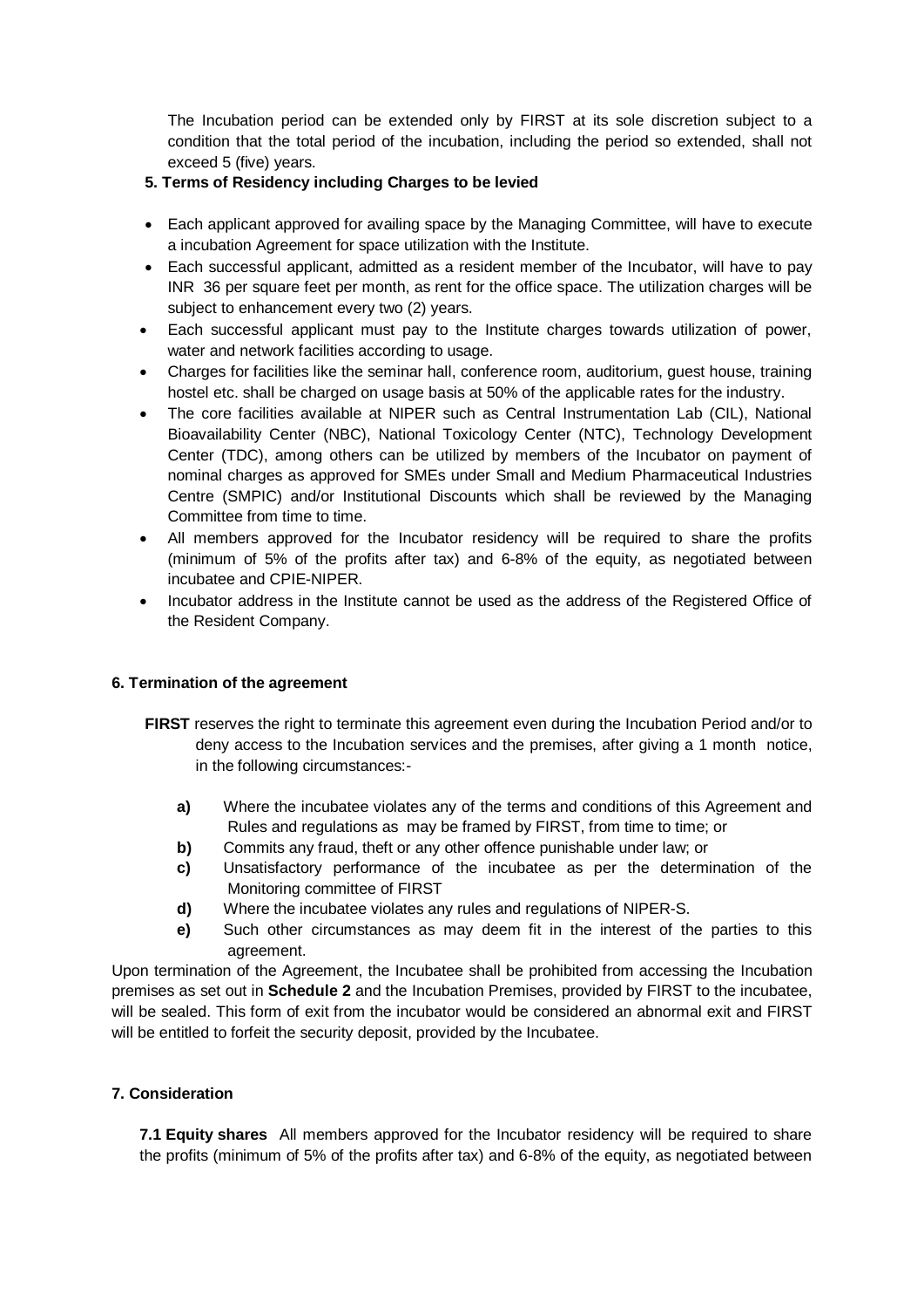The Incubation period can be extended only by FIRST at its sole discretion subject to a condition that the total period of the incubation, including the period so extended, shall not exceed 5 (five) years.

**5. Terms of Residency including Charges to be levied**

- Each applicant approved for availing space by the Managing Committee, will have to execute a incubation Agreement for space utilization with the Institute.
- Each successful applicant, admitted as a resident member of the Incubator, will have to pay INR 36 per square feet per month, as rent for the office space. The utilization charges will be subject to enhancement every two (2) years.
- Each successful applicant must pay to the Institute charges towards utilization of power, water and network facilities according to usage.
- Charges for facilities like the seminar hall, conference room, auditorium, guest house, training hostel etc. shall be charged on usage basis at 50% of the applicable rates for the industry.
- The core facilities available at NIPER such as Central Instrumentation Lab (CIL), National Bioavailability Center (NBC), National Toxicology Center (NTC), Technology Development Center (TDC), among others can be utilized by members of the Incubator on payment of nominal charges as approved for SMEs under Small and Medium Pharmaceutical Industries Centre (SMPIC) and/or Institutional Discounts which shall be reviewed by the Managing Committee from time to time.
- All members approved for the Incubator residency will be required to share the profits (minimum of 5% of the profits after tax) and 6-8% of the equity, as negotiated between incubatee and CPIE-NIPER.
- Incubator address in the Institute cannot be used as the address of the Registered Office of the Resident Company.

**6. Termination of the agreement**

**FIRST** reserves the right to terminate this agreement even during the Incubation Period and/or to deny access to the Incubation services and the premises, after giving a 1 month notice, in the following circumstances:-

**a)** Where the incubatee violates any of the terms and conditions of this Agreement and Rules and regulations as may be framed by FIRST, from time to time; or

**b)** Commits any fraud, theft or any other offence punishable under law; or

**c)** Unsatisfactory performance of the incubatee as per the determination of the Monitoring committee of FIRST

**d)** Where the incubatee violates any rules and regulations of NIPER-S.

**e)** Such other circumstances as may deem fit in the interest of the parties to this agreement.

Upon termination of the Agreement, the Incubatee shall be prohibited from accessing the Incubation premises as set out in **Schedule 2** and the Incubation Premises, provided by FIRST to the incubatee, will be sealed. This form of exit from the incubator would be considered an abnormal exit and FIRST will be entitled to forfeit the security deposit, provided by the Incubatee.

**7. Consideration**

**7.1 Equity shares** All members approved for the Incubator residency will be required to share the profits (minimum of 5% of the profits after tax) and 6-8% of the equity, as negotiated between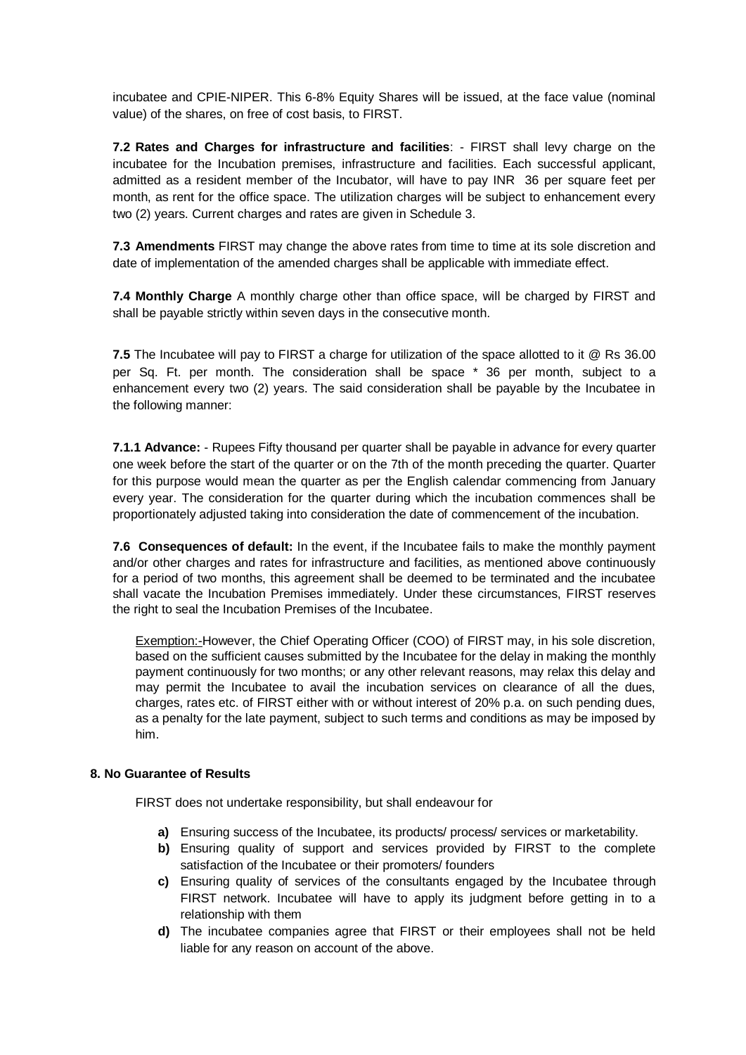incubatee and CPIE-NIPER. This 6-8% Equity Shares will be issued, at the face value (nominal value) of the shares, on free of cost basis, to FIRST.

**7.2 Rates and Charges for infrastructure and facilities**: - FIRST shall levy charge on the incubatee for the Incubation premises, infrastructure and facilities. Each successful applicant, admitted as a resident member of the Incubator, will have to pay INR 36 per square feet per month, as rent for the office space. The utilization charges will be subject to enhancement every two (2) years. Current charges and rates are given in Schedule 3.

**7.3 Amendments** FIRST may change the above rates from time to time at its sole discretion and date of implementation of the amended charges shall be applicable with immediate effect.

**7.4 Monthly Charge** A monthly charge other than office space, will be charged by FIRST and shall be payable strictly within seven days in the consecutive month.

**7.5** The Incubatee will pay to FIRST a charge for utilization of the space allotted to it @ Rs 36.00 per Sq. Ft. per month. The consideration shall be space * 36 per month, subject to a enhancement every two (2) years. The said consideration shall be payable by the Incubatee in the following manner:

**7.1.1 Advance:** - Rupees Fifty thousand per quarter shall be payable in advance for every quarter one week before the start of the quarter or on the 7th of the month preceding the quarter. Quarter for this purpose would mean the quarter as per the English calendar commencing from January every year. The consideration for the quarter during which the incubation commences shall be proportionately adjusted taking into consideration the date of commencement of the incubation.

**7.6 Consequences of default:** In the event, if the Incubatee fails to make the monthly payment and/or other charges and rates for infrastructure and facilities, as mentioned above continuously for a period of two months, this agreement shall be deemed to be terminated and the incubatee shall vacate the Incubation Premises immediately. Under these circumstances, FIRST reserves the right to seal the Incubation Premises of the Incubatee.

> Exemption:-However, the Chief Operating Officer (COO) of FIRST may, in his sole discretion, based on the sufficient causes submitted by the Incubatee for the delay in making the monthly payment continuously for two months; or any other relevant reasons, may relax this delay and may permit the Incubatee to avail the incubation services on clearance of all the dues, charges, rates etc. of FIRST either with or without interest of 20% p.a. on such pending dues, as a penalty for the late payment, subject to such terms and conditions as may be imposed by him.

**8. No Guarantee of Results**

FIRST does not undertake responsibility, but shall endeavour for

- **a)** Ensuring success of the Incubatee, its products/ process/ services or marketability.
- **b)** Ensuring quality of support and services provided by FIRST to the complete satisfaction of the Incubatee or their promoters/ founders
- **c)** Ensuring quality of services of the consultants engaged by the Incubatee through FIRST network. Incubatee will have to apply its judgment before getting in to a relationship with them
- **d)** The incubatee companies agree that FIRST or their employees shall not be held liable for any reason on account of the above.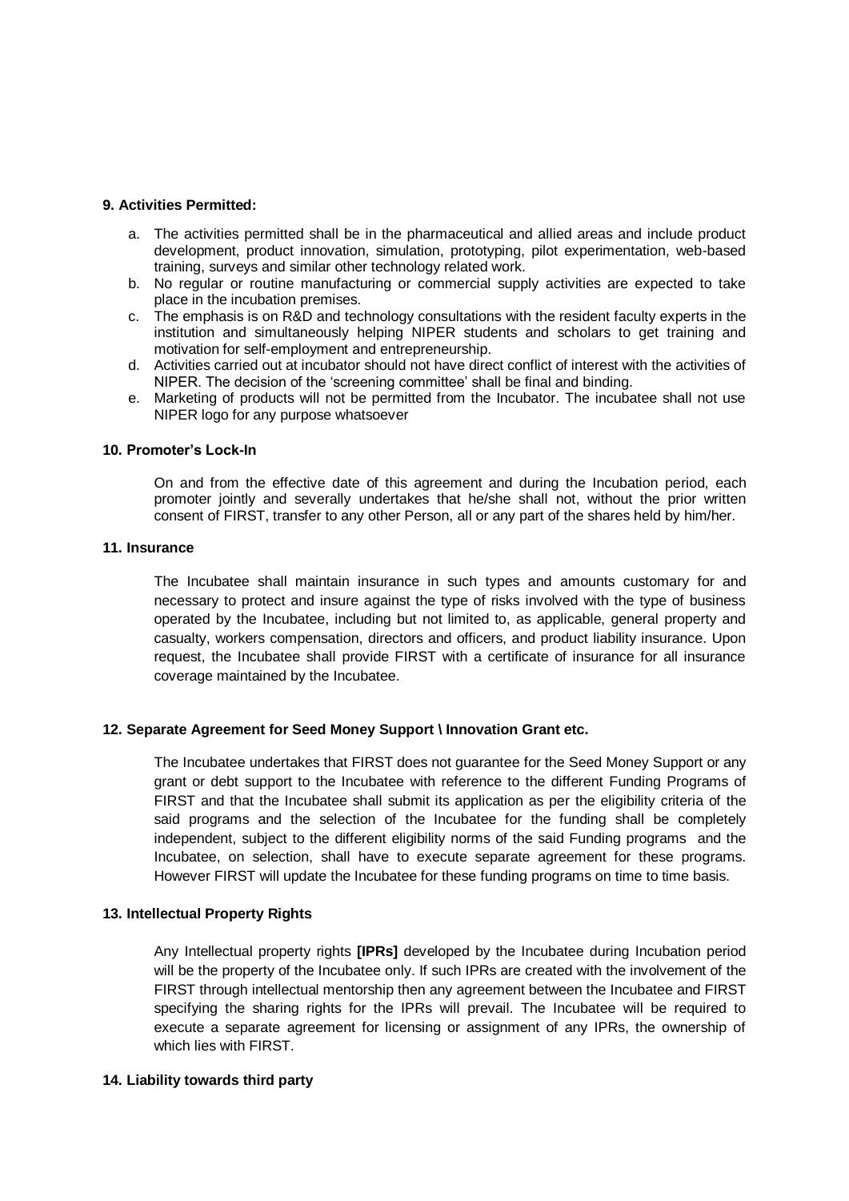**9. Activities Permitted:**

a. The activities permitted shall be in the pharmaceutical and allied areas and include product development, product innovation, simulation, prototyping, pilot experimentation, web-based training, surveys and similar other technology related work.
b. No regular or routine manufacturing or commercial supply activities are expected to take place in the incubation premises.
c. The emphasis is on R&D and technology consultations with the resident faculty experts in the institution and simultaneously helping NIPER students and scholars to get training and motivation for self-employment and entrepreneurship.
d. Activities carried out at incubator should not have direct conflict of interest with the activities of NIPER. The decision of the 'screening committee' shall be final and binding.
e. Marketing of products will not be permitted from the Incubator. The incubatee shall not use NIPER logo for any purpose whatsoever

**10. Promoter's Lock-In**

On and from the effective date of this agreement and during the Incubation period, each promoter jointly and severally undertakes that he/she shall not, without the prior written consent of FIRST, transfer to any other Person, all or any part of the shares held by him/her.

**11. Insurance**

The Incubatee shall maintain insurance in such types and amounts customary for and necessary to protect and insure against the type of risks involved with the type of business operated by the Incubatee, including but not limited to, as applicable, general property and casualty, workers compensation, directors and officers, and product liability insurance. Upon request, the Incubatee shall provide FIRST with a certificate of insurance for all insurance coverage maintained by the Incubatee.

**12. Separate Agreement for Seed Money Support \ Innovation Grant etc.**

The Incubatee undertakes that FIRST does not guarantee for the Seed Money Support or any grant or debt support to the Incubatee with reference to the different Funding Programs of FIRST and that the Incubatee shall submit its application as per the eligibility criteria of the said programs and the selection of the Incubatee for the funding shall be completely independent, subject to the different eligibility norms of the said Funding programs and the Incubatee, on selection, shall have to execute separate agreement for these programs. However FIRST will update the Incubatee for these funding programs on time to time basis.

**13. Intellectual Property Rights**

Any Intellectual property rights **[IPRs]** developed by the Incubatee during Incubation period will be the property of the Incubatee only. If such IPRs are created with the involvement of the FIRST through intellectual mentorship then any agreement between the Incubatee and FIRST specifying the sharing rights for the IPRs will prevail. The Incubatee will be required to execute a separate agreement for licensing or assignment of any IPRs, the ownership of which lies with FIRST.

**14. Liability towards third party**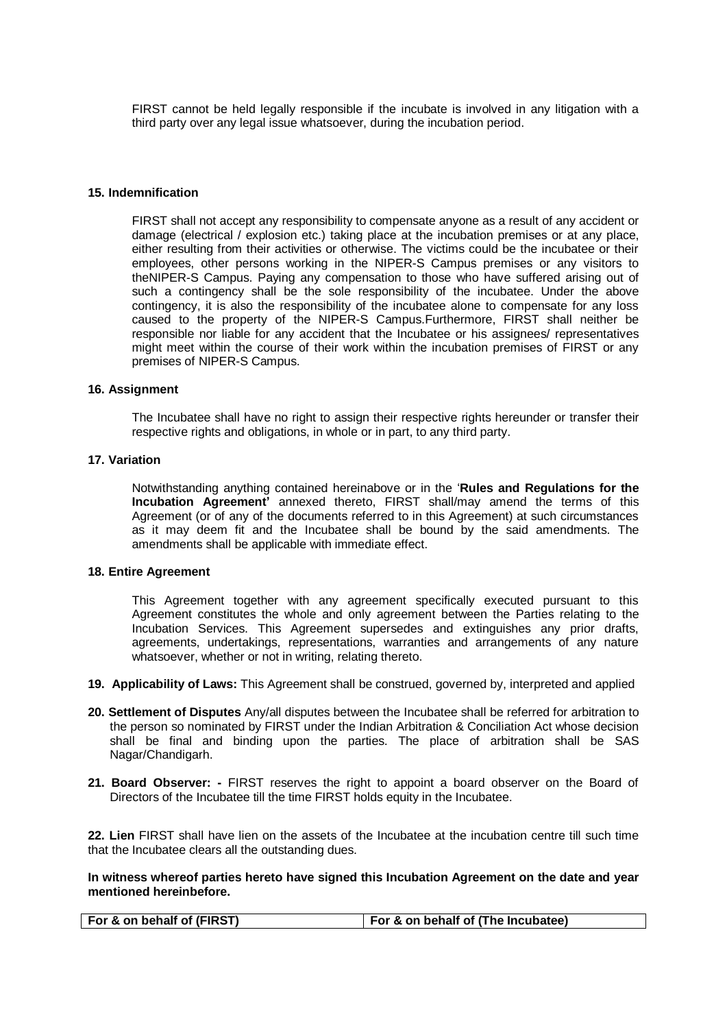FIRST cannot be held legally responsible if the incubate is involved in any litigation with a third party over any legal issue whatsoever, during the incubation period.

**15. Indemnification**

FIRST shall not accept any responsibility to compensate anyone as a result of any accident or damage (electrical / explosion etc.) taking place at the incubation premises or at any place, either resulting from their activities or otherwise. The victims could be the incubatee or their employees, other persons working in the NIPER-S Campus premises or any visitors to theNIPER-S Campus. Paying any compensation to those who have suffered arising out of such a contingency shall be the sole responsibility of the incubatee. Under the above contingency, it is also the responsibility of the incubatee alone to compensate for any loss caused to the property of the NIPER-S Campus.Furthermore, FIRST shall neither be responsible nor liable for any accident that the Incubatee or his assignees/ representatives might meet within the course of their work within the incubation premises of FIRST or any premises of NIPER-S Campus.

**16. Assignment**

The Incubatee shall have no right to assign their respective rights hereunder or transfer their respective rights and obligations, in whole or in part, to any third party.

**17. Variation**

Notwithstanding anything contained hereinabove or in the '**Rules and Regulations for the Incubation Agreement'** annexed thereto, FIRST shall/may amend the terms of this Agreement (or of any of the documents referred to in this Agreement) at such circumstances as it may deem fit and the Incubatee shall be bound by the said amendments. The amendments shall be applicable with immediate effect.

**18. Entire Agreement**

This Agreement together with any agreement specifically executed pursuant to this Agreement constitutes the whole and only agreement between the Parties relating to the Incubation Services. This Agreement supersedes and extinguishes any prior drafts, agreements, undertakings, representations, warranties and arrangements of any nature whatsoever, whether or not in writing, relating thereto.

**19. Applicability of Laws:** This Agreement shall be construed, governed by, interpreted and applied

**20. Settlement of Disputes** Any/all disputes between the Incubatee shall be referred for arbitration to the person so nominated by FIRST under the Indian Arbitration & Conciliation Act whose decision shall be final and binding upon the parties. The place of arbitration shall be SAS Nagar/Chandigarh.

**21. Board Observer: -** FIRST reserves the right to appoint a board observer on the Board of Directors of the Incubatee till the time FIRST holds equity in the Incubatee.

**22. Lien** FIRST shall have lien on the assets of the Incubatee at the incubation centre till such time that the Incubatee clears all the outstanding dues.

**In witness whereof parties hereto have signed this Incubation Agreement on the date and year mentioned hereinbefore.**

| For & on behalf of (FIRST) | For & on behalf of (The Incubatee) |
|---|---|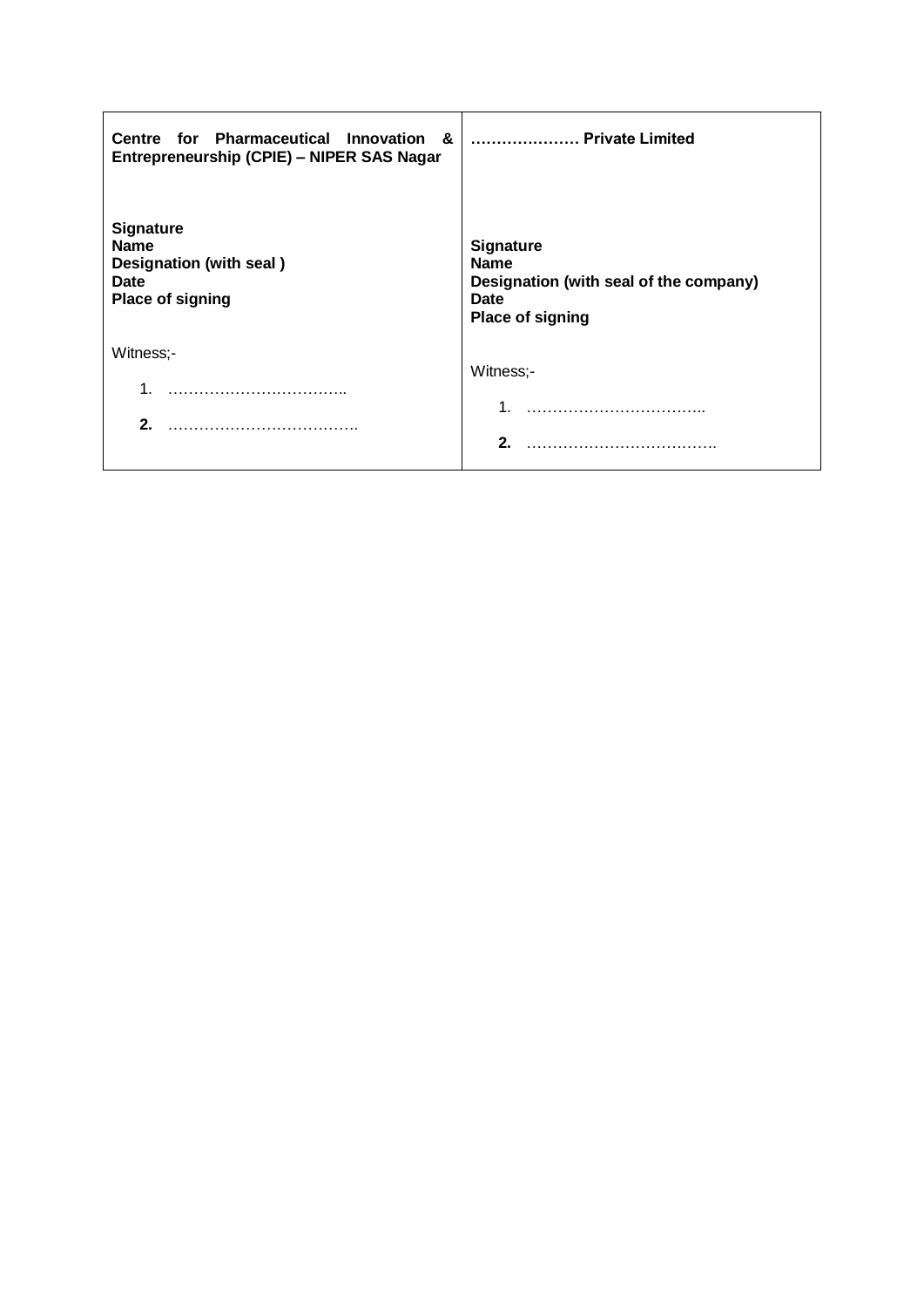| **Centre for Pharmaceutical Innovation & Entrepreneurship (CPIE) – NIPER SAS Nagar** | **………………… Private Limited** |
|---|---|
| **Signature**<br>**Name**<br>**Designation (with seal )**<br>**Date**<br>**Place of signing** | **Signature**<br>**Name**<br>**Designation (with seal of the company)**<br>**Date**<br>**Place of signing** |
| Witness;-<br>1. ……………………………..<br>**2.** ………………………………. | Witness;-<br>1. ……………………………..<br>**2.** ………………………………. |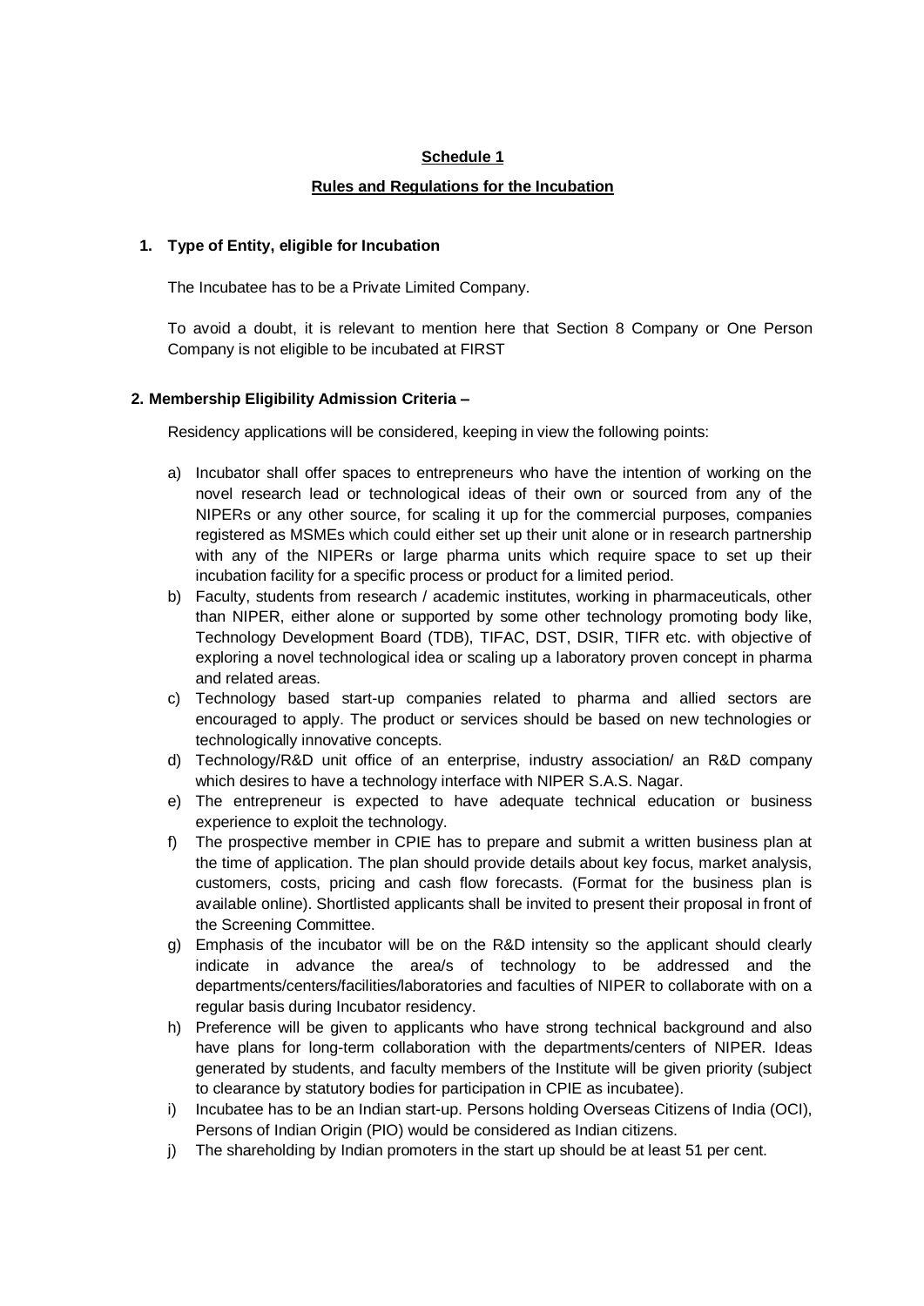**Schedule 1**

**Rules and Regulations for the Incubation**

**1. Type of Entity, eligible for Incubation**

The Incubatee has to be a Private Limited Company.

To avoid a doubt, it is relevant to mention here that Section 8 Company or One Person Company is not eligible to be incubated at FIRST

**2. Membership Eligibility Admission Criteria –**

Residency applications will be considered, keeping in view the following points:

a) Incubator shall offer spaces to entrepreneurs who have the intention of working on the novel research lead or technological ideas of their own or sourced from any of the NIPERs or any other source, for scaling it up for the commercial purposes, companies registered as MSMEs which could either set up their unit alone or in research partnership with any of the NIPERs or large pharma units which require space to set up their incubation facility for a specific process or product for a limited period.

b) Faculty, students from research / academic institutes, working in pharmaceuticals, other than NIPER, either alone or supported by some other technology promoting body like, Technology Development Board (TDB), TIFAC, DST, DSIR, TIFR etc. with objective of exploring a novel technological idea or scaling up a laboratory proven concept in pharma and related areas.

c) Technology based start-up companies related to pharma and allied sectors are encouraged to apply. The product or services should be based on new technologies or technologically innovative concepts.

d) Technology/R&D unit office of an enterprise, industry association/ an R&D company which desires to have a technology interface with NIPER S.A.S. Nagar.

e) The entrepreneur is expected to have adequate technical education or business experience to exploit the technology.

f) The prospective member in CPIE has to prepare and submit a written business plan at the time of application. The plan should provide details about key focus, market analysis, customers, costs, pricing and cash flow forecasts. (Format for the business plan is available online). Shortlisted applicants shall be invited to present their proposal in front of the Screening Committee.

g) Emphasis of the incubator will be on the R&D intensity so the applicant should clearly indicate in advance the area/s of technology to be addressed and the departments/centers/facilities/laboratories and faculties of NIPER to collaborate with on a regular basis during Incubator residency.

h) Preference will be given to applicants who have strong technical background and also have plans for long-term collaboration with the departments/centers of NIPER. Ideas generated by students, and faculty members of the Institute will be given priority (subject to clearance by statutory bodies for participation in CPIE as incubatee).

i) Incubatee has to be an Indian start-up. Persons holding Overseas Citizens of India (OCI), Persons of Indian Origin (PIO) would be considered as Indian citizens.

j) The shareholding by Indian promoters in the start up should be at least 51 per cent.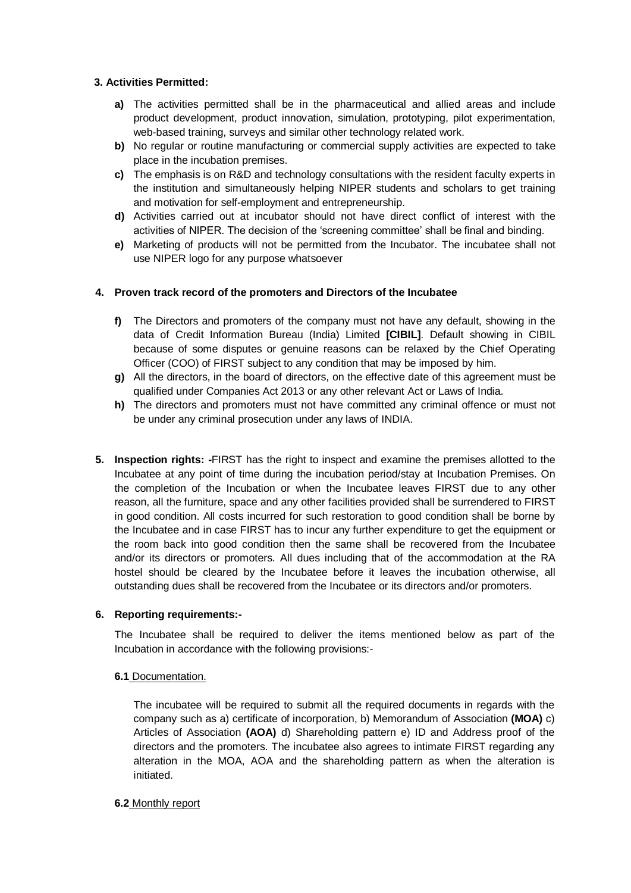**3. Activities Permitted:**

- **a)** The activities permitted shall be in the pharmaceutical and allied areas and include product development, product innovation, simulation, prototyping, pilot experimentation, web-based training, surveys and similar other technology related work.
- **b)** No regular or routine manufacturing or commercial supply activities are expected to take place in the incubation premises.
- **c)** The emphasis is on R&D and technology consultations with the resident faculty experts in the institution and simultaneously helping NIPER students and scholars to get training and motivation for self-employment and entrepreneurship.
- **d)** Activities carried out at incubator should not have direct conflict of interest with the activities of NIPER. The decision of the 'screening committee' shall be final and binding.
- **e)** Marketing of products will not be permitted from the Incubator. The incubatee shall not use NIPER logo for any purpose whatsoever

**4. Proven track record of the promoters and Directors of the Incubatee**

- **f)** The Directors and promoters of the company must not have any default, showing in the data of Credit Information Bureau (India) Limited **[CIBIL]**. Default showing in CIBIL because of some disputes or genuine reasons can be relaxed by the Chief Operating Officer (COO) of FIRST subject to any condition that may be imposed by him.
- **g)** All the directors, in the board of directors, on the effective date of this agreement must be qualified under Companies Act 2013 or any other relevant Act or Laws of India.
- **h)** The directors and promoters must not have committed any criminal offence or must not be under any criminal prosecution under any laws of INDIA.

**5. Inspection rights: -**FIRST has the right to inspect and examine the premises allotted to the Incubatee at any point of time during the incubation period/stay at Incubation Premises. On the completion of the Incubation or when the Incubatee leaves FIRST due to any other reason, all the furniture, space and any other facilities provided shall be surrendered to FIRST in good condition. All costs incurred for such restoration to good condition shall be borne by the Incubatee and in case FIRST has to incur any further expenditure to get the equipment or the room back into good condition then the same shall be recovered from the Incubatee and/or its directors or promoters. All dues including that of the accommodation at the RA hostel should be cleared by the Incubatee before it leaves the incubation otherwise, all outstanding dues shall be recovered from the Incubatee or its directors and/or promoters.

**6. Reporting requirements:-**

The Incubatee shall be required to deliver the items mentioned below as part of the Incubation in accordance with the following provisions:-

**6.1** Documentation.

The incubatee will be required to submit all the required documents in regards with the company such as a) certificate of incorporation, b) Memorandum of Association **(MOA)** c) Articles of Association **(AOA)** d) Shareholding pattern e) ID and Address proof of the directors and the promoters. The incubatee also agrees to intimate FIRST regarding any alteration in the MOA, AOA and the shareholding pattern as when the alteration is initiated.

**6.2** Monthly report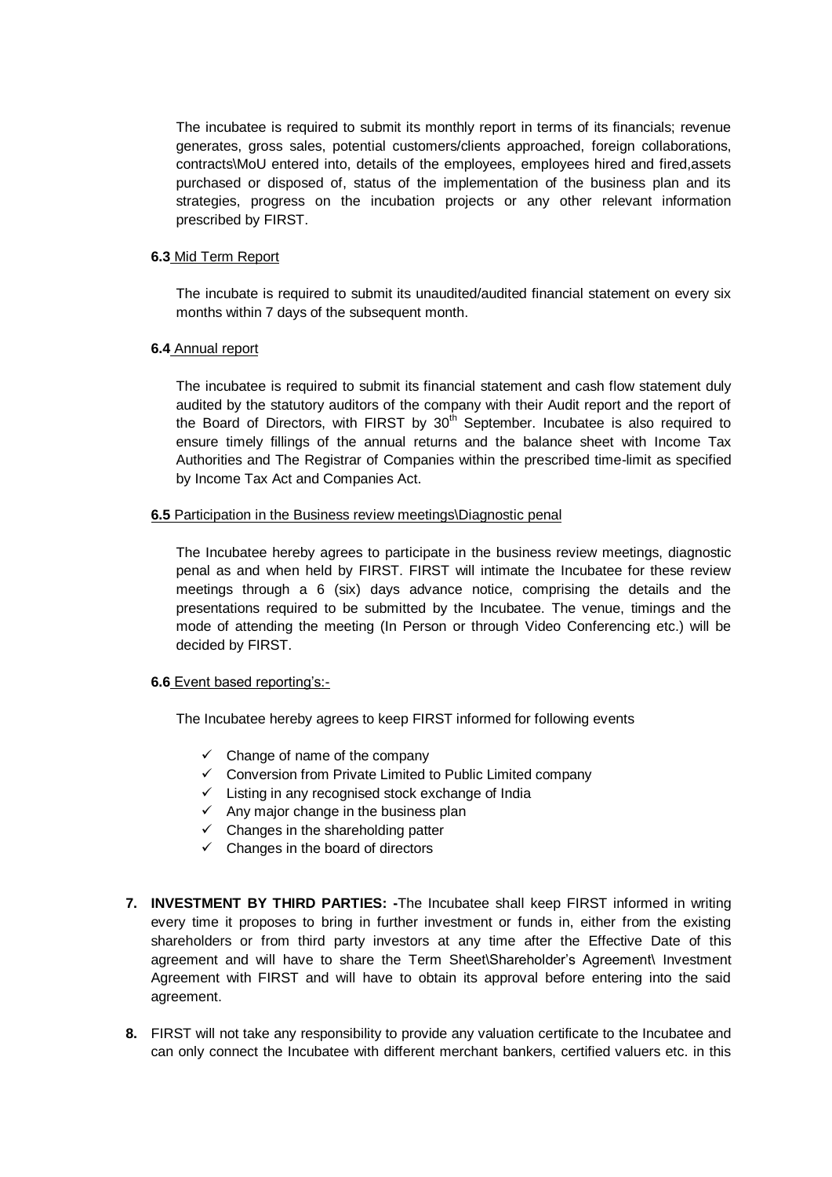The incubatee is required to submit its monthly report in terms of its financials; revenue generates, gross sales, potential customers/clients approached, foreign collaborations, contracts\MoU entered into, details of the employees, employees hired and fired,assets purchased or disposed of, status of the implementation of the business plan and its strategies, progress on the incubation projects or any other relevant information prescribed by FIRST.

**6.3** Mid Term Report

The incubate is required to submit its unaudited/audited financial statement on every six months within 7 days of the subsequent month.

**6.4** Annual report

The incubatee is required to submit its financial statement and cash flow statement duly audited by the statutory auditors of the company with their Audit report and the report of the Board of Directors, with FIRST by 30th September. Incubatee is also required to ensure timely fillings of the annual returns and the balance sheet with Income Tax Authorities and The Registrar of Companies within the prescribed time-limit as specified by Income Tax Act and Companies Act.

**6.5** Participation in the Business review meetings\Diagnostic penal

The Incubatee hereby agrees to participate in the business review meetings, diagnostic penal as and when held by FIRST. FIRST will intimate the Incubatee for these review meetings through a 6 (six) days advance notice, comprising the details and the presentations required to be submitted by the Incubatee. The venue, timings and the mode of attending the meeting (In Person or through Video Conferencing etc.) will be decided by FIRST.

**6.6** Event based reporting's:-

The Incubatee hereby agrees to keep FIRST informed for following events

- ✓ Change of name of the company
- ✓ Conversion from Private Limited to Public Limited company
- ✓ Listing in any recognised stock exchange of India
- ✓ Any major change in the business plan
- ✓ Changes in the shareholding patter
- ✓ Changes in the board of directors

7. **INVESTMENT BY THIRD PARTIES: -**The Incubatee shall keep FIRST informed in writing every time it proposes to bring in further investment or funds in, either from the existing shareholders or from third party investors at any time after the Effective Date of this agreement and will have to share the Term Sheet\Shareholder's Agreement\ Investment Agreement with FIRST and will have to obtain its approval before entering into the said agreement.

8. FIRST will not take any responsibility to provide any valuation certificate to the Incubatee and can only connect the Incubatee with different merchant bankers, certified valuers etc. in this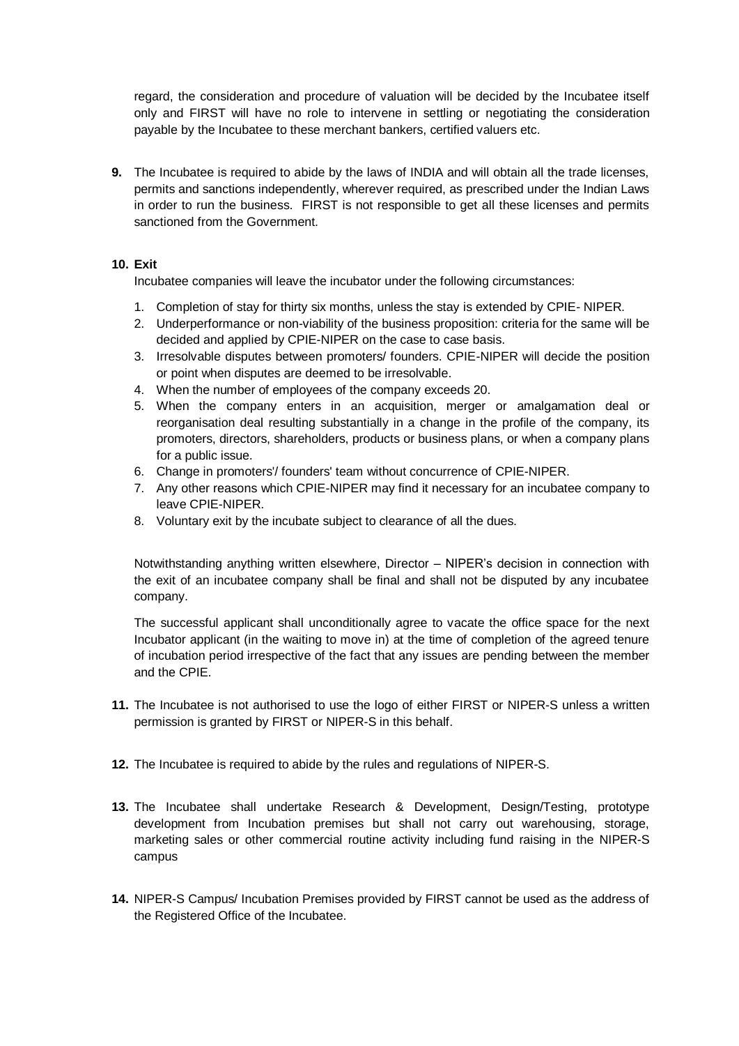regard, the consideration and procedure of valuation will be decided by the Incubatee itself only and FIRST will have no role to intervene in settling or negotiating the consideration payable by the Incubatee to these merchant bankers, certified valuers etc.

**9.** The Incubatee is required to abide by the laws of INDIA and will obtain all the trade licenses, permits and sanctions independently, wherever required, as prescribed under the Indian Laws in order to run the business. FIRST is not responsible to get all these licenses and permits sanctioned from the Government.

**10. Exit**

Incubatee companies will leave the incubator under the following circumstances:

1. Completion of stay for thirty six months, unless the stay is extended by CPIE- NIPER.
2. Underperformance or non-viability of the business proposition: criteria for the same will be decided and applied by CPIE-NIPER on the case to case basis.
3. Irresolvable disputes between promoters/ founders. CPIE-NIPER will decide the position or point when disputes are deemed to be irresolvable.
4. When the number of employees of the company exceeds 20.
5. When the company enters in an acquisition, merger or amalgamation deal or reorganisation deal resulting substantially in a change in the profile of the company, its promoters, directors, shareholders, products or business plans, or when a company plans for a public issue.
6. Change in promoters'/ founders' team without concurrence of CPIE-NIPER.
7. Any other reasons which CPIE-NIPER may find it necessary for an incubatee company to leave CPIE-NIPER.
8. Voluntary exit by the incubate subject to clearance of all the dues.

Notwithstanding anything written elsewhere, Director – NIPER's decision in connection with the exit of an incubatee company shall be final and shall not be disputed by any incubatee company.

The successful applicant shall unconditionally agree to vacate the office space for the next Incubator applicant (in the waiting to move in) at the time of completion of the agreed tenure of incubation period irrespective of the fact that any issues are pending between the member and the CPIE.

**11.** The Incubatee is not authorised to use the logo of either FIRST or NIPER-S unless a written permission is granted by FIRST or NIPER-S in this behalf.

**12.** The Incubatee is required to abide by the rules and regulations of NIPER-S.

**13.** The Incubatee shall undertake Research & Development, Design/Testing, prototype development from Incubation premises but shall not carry out warehousing, storage, marketing sales or other commercial routine activity including fund raising in the NIPER-S campus

**14.** NIPER-S Campus/ Incubation Premises provided by FIRST cannot be used as the address of the Registered Office of the Incubatee.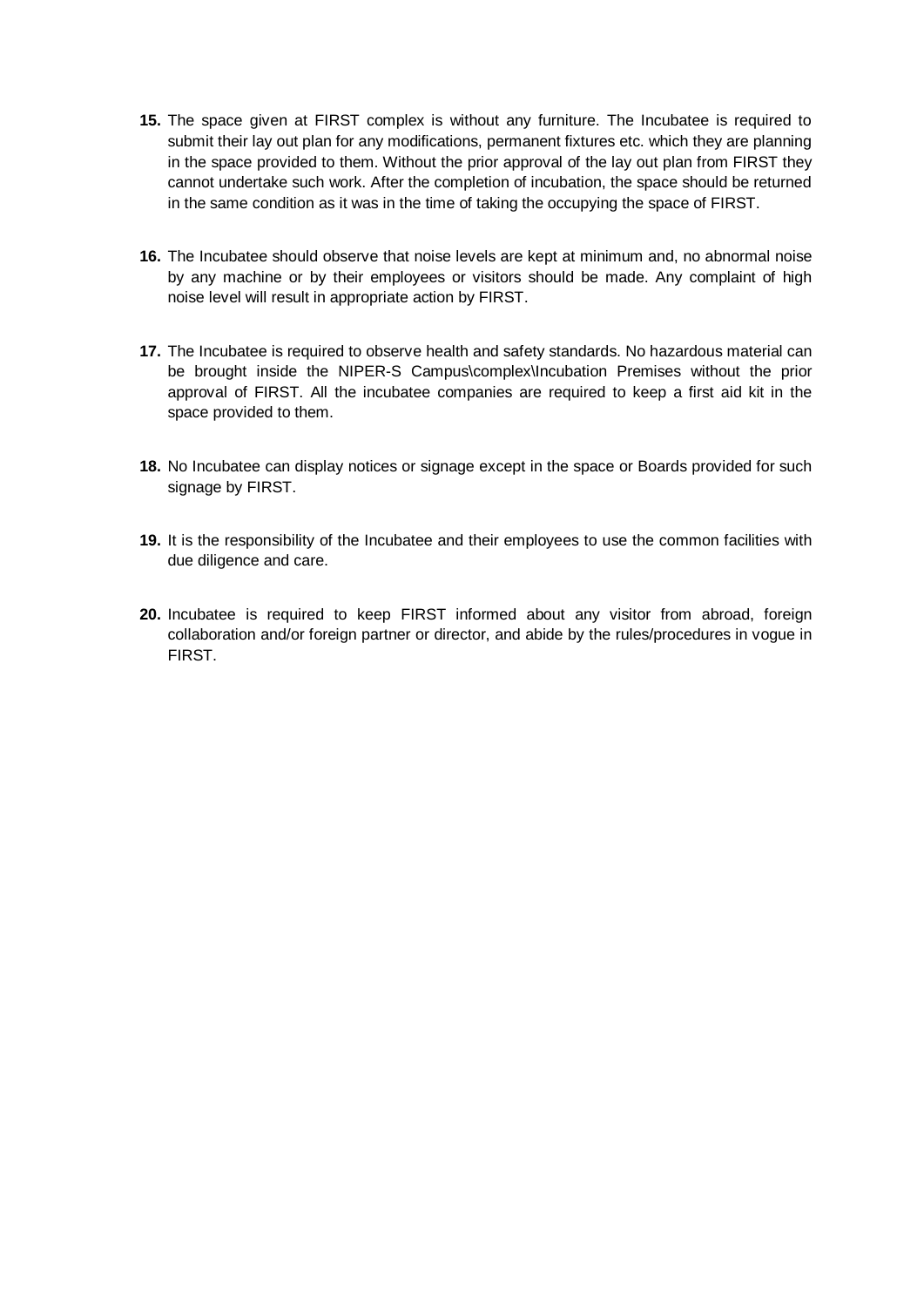15. The space given at FIRST complex is without any furniture. The Incubatee is required to submit their lay out plan for any modifications, permanent fixtures etc. which they are planning in the space provided to them. Without the prior approval of the lay out plan from FIRST they cannot undertake such work. After the completion of incubation, the space should be returned in the same condition as it was in the time of taking the occupying the space of FIRST.

16. The Incubatee should observe that noise levels are kept at minimum and, no abnormal noise by any machine or by their employees or visitors should be made. Any complaint of high noise level will result in appropriate action by FIRST.

17. The Incubatee is required to observe health and safety standards. No hazardous material can be brought inside the NIPER-S Campus\complex\Incubation Premises without the prior approval of FIRST. All the incubatee companies are required to keep a first aid kit in the space provided to them.

18. No Incubatee can display notices or signage except in the space or Boards provided for such signage by FIRST.

19. It is the responsibility of the Incubatee and their employees to use the common facilities with due diligence and care.

20. Incubatee is required to keep FIRST informed about any visitor from abroad, foreign collaboration and/or foreign partner or director, and abide by the rules/procedures in vogue in FIRST.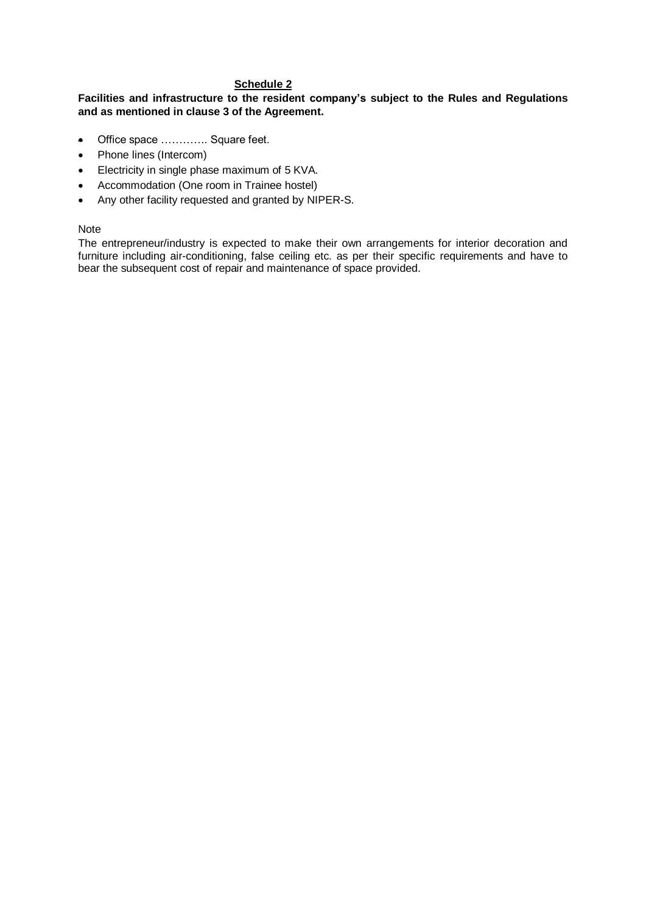## **Schedule 2**

**Facilities and infrastructure to the resident company's subject to the Rules and Regulations and as mentioned in clause 3 of the Agreement.**

- Office space …………. Square feet.
- Phone lines (Intercom)
- Electricity in single phase maximum of 5 KVA.
- Accommodation (One room in Trainee hostel)
- Any other facility requested and granted by NIPER-S.

Note

The entrepreneur/industry is expected to make their own arrangements for interior decoration and furniture including air-conditioning, false ceiling etc. as per their specific requirements and have to bear the subsequent cost of repair and maintenance of space provided.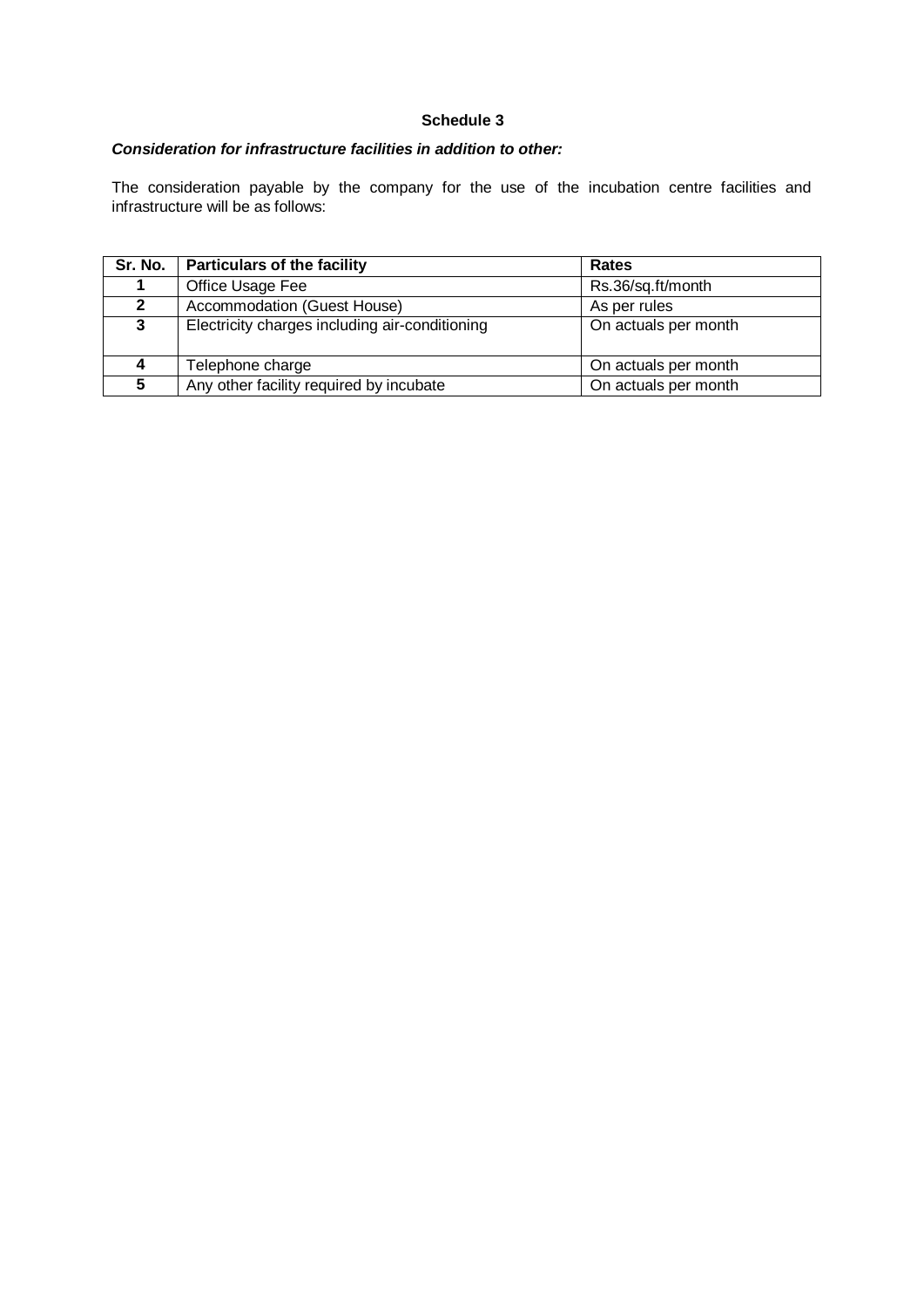**Schedule 3**

***Consideration for infrastructure facilities in addition to other:***

The consideration payable by the company for the use of the incubation centre facilities and infrastructure will be as follows:

| Sr. No. | Particulars of the facility | Rates |
|---|---|---|
| 1 | Office Usage Fee | Rs.36/sq.ft/month |
| 2 | Accommodation (Guest House) | As per rules |
| 3 | Electricity charges including air-conditioning | On actuals per month |
| 4 | Telephone charge | On actuals per month |
| 5 | Any other facility required by incubate | On actuals per month |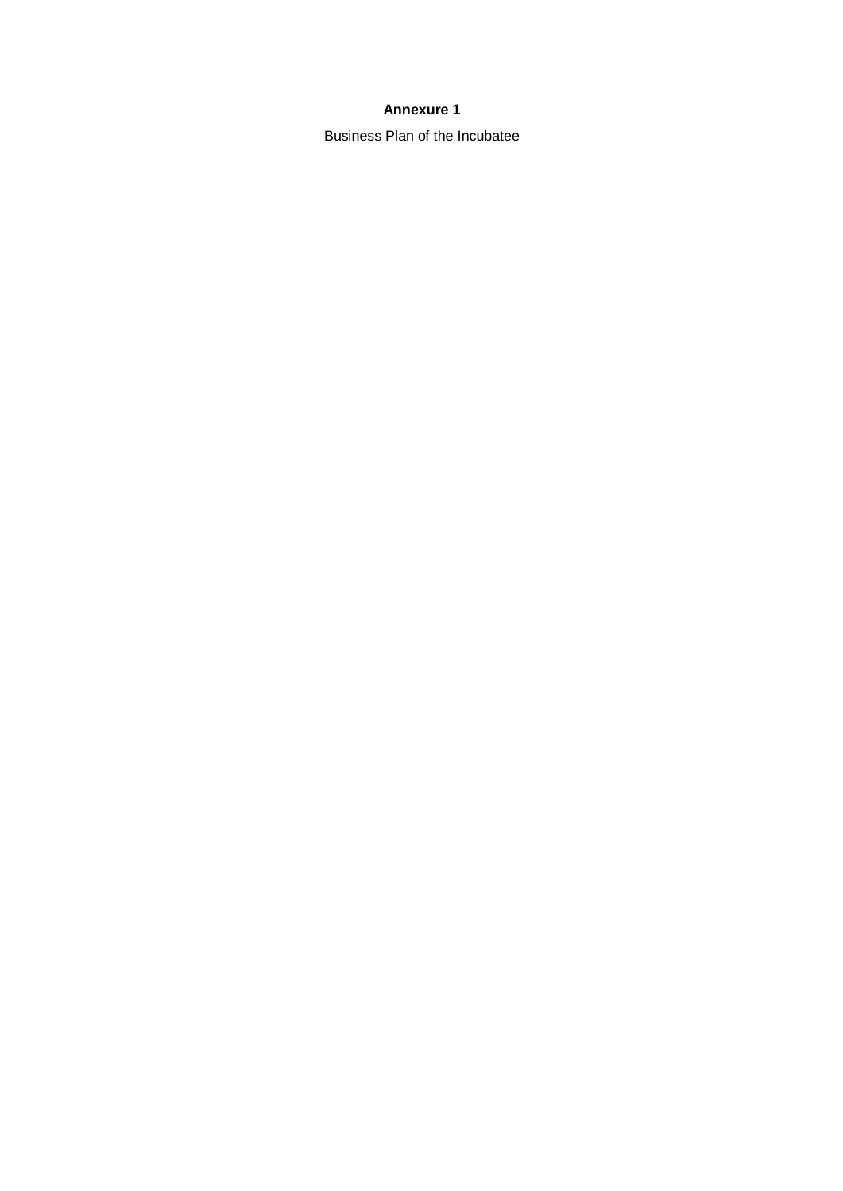**Annexure 1**

Business Plan of the Incubatee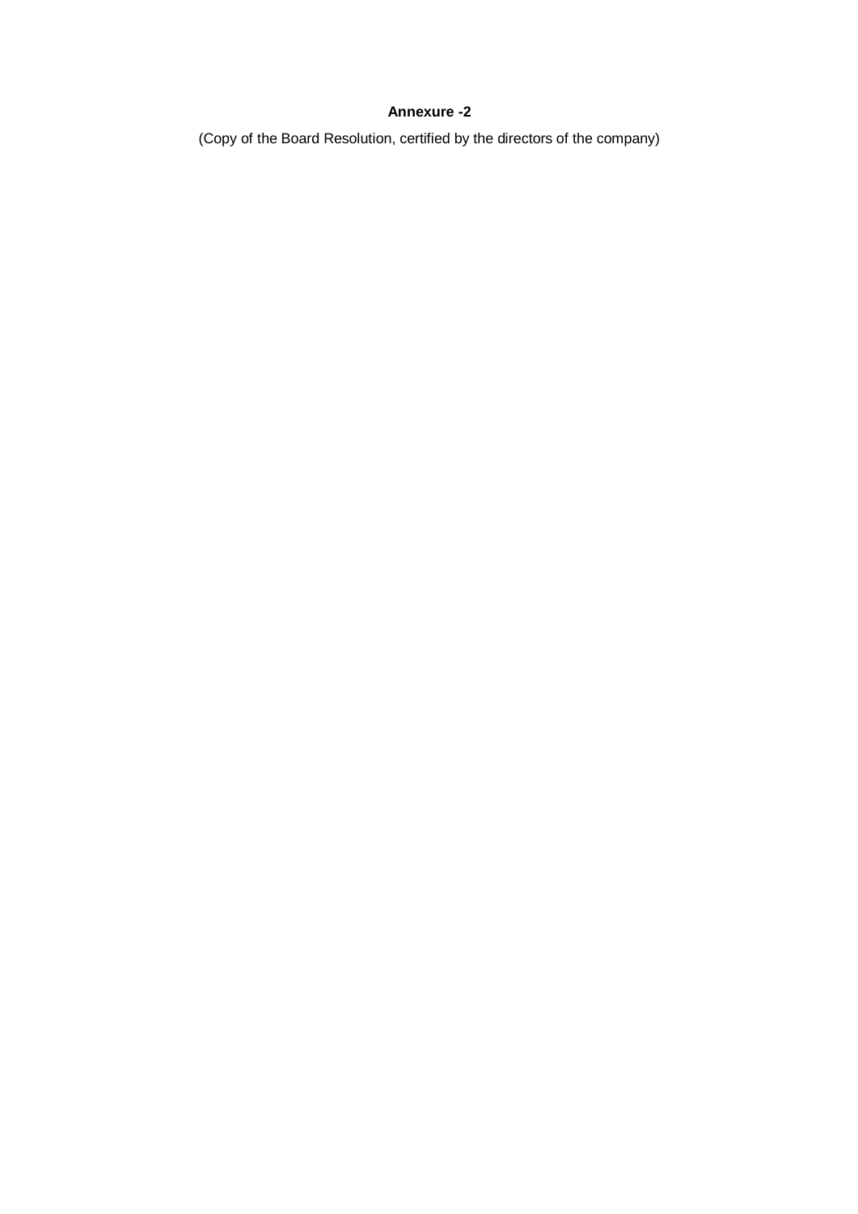**Annexure -2**

(Copy of the Board Resolution, certified by the directors of the company)